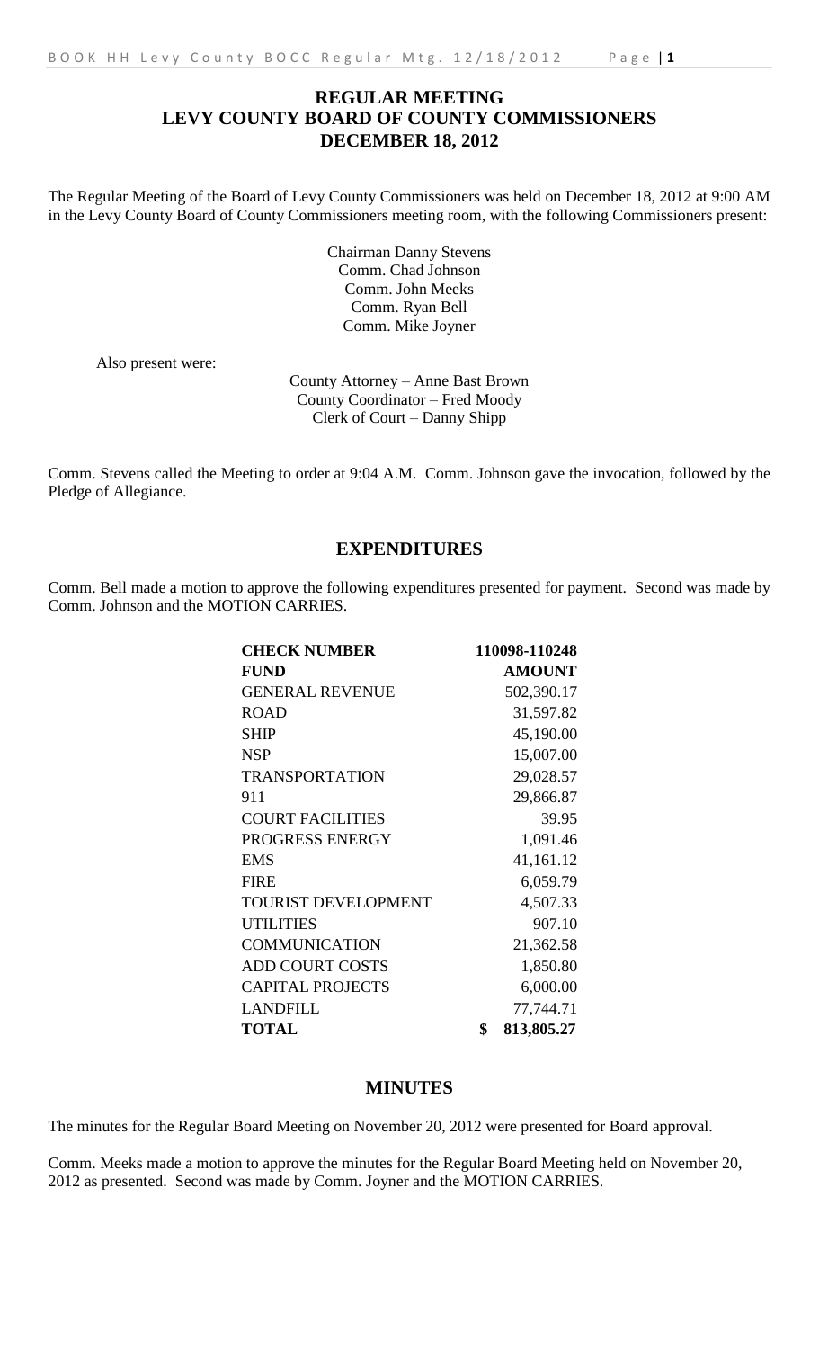# REGULAR MEETING
# LEVY COUNTY BOARD OF COUNTY COMMISSIONERS
# DECEMBER 18, 2012

The Regular Meeting of the Board of Levy County Commissioners was held on December 18, 2012 at 9:00 AM in the Levy County Board of County Commissioners meeting room, with the following Commissioners present:

Chairman Danny Stevens
Comm. Chad Johnson
Comm. John Meeks
Comm. Ryan Bell
Comm. Mike Joyner

Also present were:

County Attorney – Anne Bast Brown
County Coordinator – Fred Moody
Clerk of Court – Danny Shipp

Comm. Stevens called the Meeting to order at 9:04 A.M. Comm. Johnson gave the invocation, followed by the Pledge of Allegiance.

## EXPENDITURES

Comm. Bell made a motion to approve the following expenditures presented for payment. Second was made by Comm. Johnson and the MOTION CARRIES.

| **CHECK NUMBER** | **110098-110248** |
|---|---|
| **FUND** | **AMOUNT** |
| GENERAL REVENUE | 502,390.17 |
| ROAD | 31,597.82 |
| SHIP | 45,190.00 |
| NSP | 15,007.00 |
| TRANSPORTATION | 29,028.57 |
| 911 | 29,866.87 |
| COURT FACILITIES | 39.95 |
| PROGRESS ENERGY | 1,091.46 |
| EMS | 41,161.12 |
| FIRE | 6,059.79 |
| TOURIST DEVELOPMENT | 4,507.33 |
| UTILITIES | 907.10 |
| COMMUNICATION | 21,362.58 |
| ADD COURT COSTS | 1,850.80 |
| CAPITAL PROJECTS | 6,000.00 |
| LANDFILL | 77,744.71 |
| **TOTAL** | **$ 813,805.27** |

## MINUTES

The minutes for the Regular Board Meeting on November 20, 2012 were presented for Board approval.

Comm. Meeks made a motion to approve the minutes for the Regular Board Meeting held on November 20, 2012 as presented. Second was made by Comm. Joyner and the MOTION CARRIES.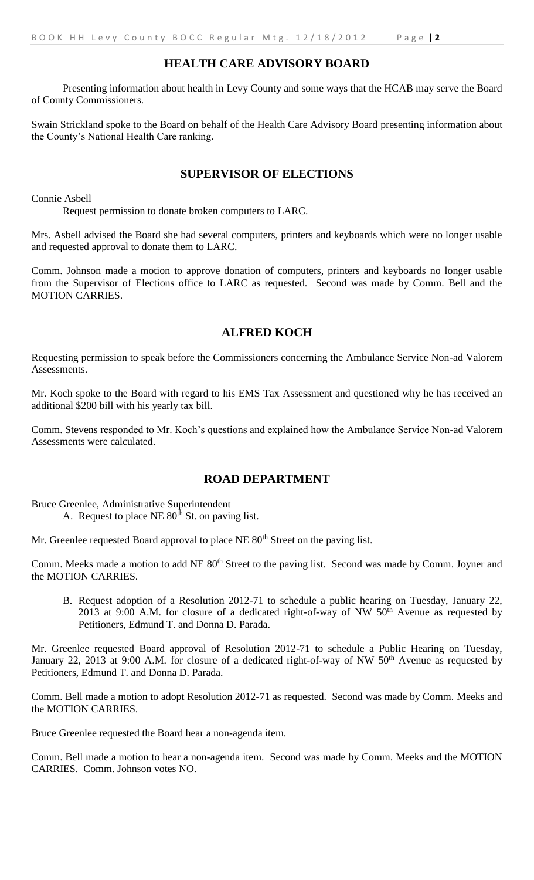## HEALTH CARE ADVISORY BOARD

Presenting information about health in Levy County and some ways that the HCAB may serve the Board of County Commissioners.

Swain Strickland spoke to the Board on behalf of the Health Care Advisory Board presenting information about the County's National Health Care ranking.

## SUPERVISOR OF ELECTIONS

Connie Asbell

Request permission to donate broken computers to LARC.

Mrs. Asbell advised the Board she had several computers, printers and keyboards which were no longer usable and requested approval to donate them to LARC.

Comm. Johnson made a motion to approve donation of computers, printers and keyboards no longer usable from the Supervisor of Elections office to LARC as requested. Second was made by Comm. Bell and the MOTION CARRIES.

## ALFRED KOCH

Requesting permission to speak before the Commissioners concerning the Ambulance Service Non-ad Valorem Assessments.

Mr. Koch spoke to the Board with regard to his EMS Tax Assessment and questioned why he has received an additional $200 bill with his yearly tax bill.

Comm. Stevens responded to Mr. Koch's questions and explained how the Ambulance Service Non-ad Valorem Assessments were calculated.

## ROAD DEPARTMENT

Bruce Greenlee, Administrative Superintendent

A. Request to place NE 80th St. on paving list.

Mr. Greenlee requested Board approval to place NE 80th Street on the paving list.

Comm. Meeks made a motion to add NE 80th Street to the paving list. Second was made by Comm. Joyner and the MOTION CARRIES.

B. Request adoption of a Resolution 2012-71 to schedule a public hearing on Tuesday, January 22, 2013 at 9:00 A.M. for closure of a dedicated right-of-way of NW 50th Avenue as requested by Petitioners, Edmund T. and Donna D. Parada.

Mr. Greenlee requested Board approval of Resolution 2012-71 to schedule a Public Hearing on Tuesday, January 22, 2013 at 9:00 A.M. for closure of a dedicated right-of-way of NW 50th Avenue as requested by Petitioners, Edmund T. and Donna D. Parada.

Comm. Bell made a motion to adopt Resolution 2012-71 as requested. Second was made by Comm. Meeks and the MOTION CARRIES.

Bruce Greenlee requested the Board hear a non-agenda item.

Comm. Bell made a motion to hear a non-agenda item. Second was made by Comm. Meeks and the MOTION CARRIES. Comm. Johnson votes NO.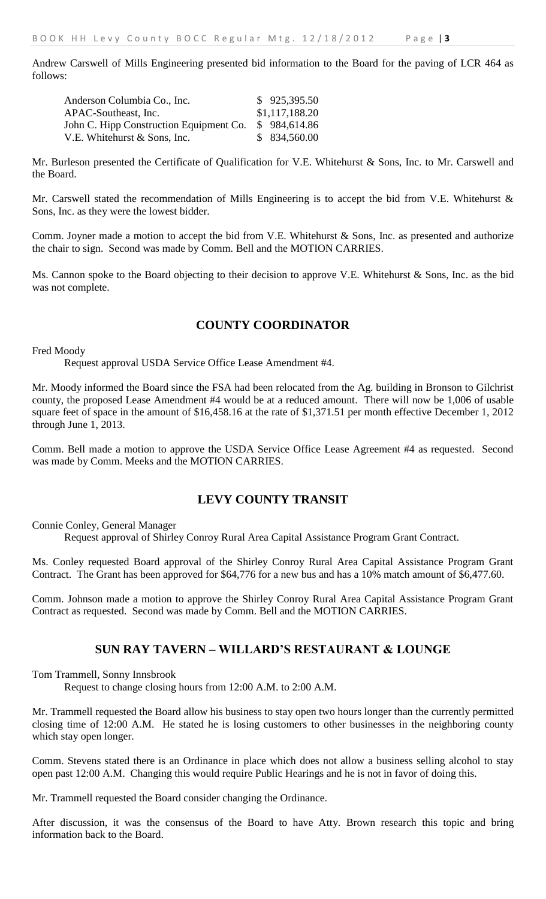Andrew Carswell of Mills Engineering presented bid information to the Board for the paving of LCR 464 as follows:

| | |
|---|---|
| Anderson Columbia Co., Inc. | $ 925,395.50 |
| APAC-Southeast, Inc. | $1,117,188.20 |
| John C. Hipp Construction Equipment Co. | $ 984,614.86 |
| V.E. Whitehurst & Sons, Inc. | $ 834,560.00 |

Mr. Burleson presented the Certificate of Qualification for V.E. Whitehurst & Sons, Inc. to Mr. Carswell and the Board.

Mr. Carswell stated the recommendation of Mills Engineering is to accept the bid from V.E. Whitehurst & Sons, Inc. as they were the lowest bidder.

Comm. Joyner made a motion to accept the bid from V.E. Whitehurst & Sons, Inc. as presented and authorize the chair to sign. Second was made by Comm. Bell and the MOTION CARRIES.

Ms. Cannon spoke to the Board objecting to their decision to approve V.E. Whitehurst & Sons, Inc. as the bid was not complete.

## COUNTY COORDINATOR

Fred Moody

Request approval USDA Service Office Lease Amendment #4.

Mr. Moody informed the Board since the FSA had been relocated from the Ag. building in Bronson to Gilchrist county, the proposed Lease Amendment #4 would be at a reduced amount. There will now be 1,006 of usable square feet of space in the amount of $16,458.16 at the rate of $1,371.51 per month effective December 1, 2012 through June 1, 2013.

Comm. Bell made a motion to approve the USDA Service Office Lease Agreement #4 as requested. Second was made by Comm. Meeks and the MOTION CARRIES.

## LEVY COUNTY TRANSIT

Connie Conley, General Manager

Request approval of Shirley Conroy Rural Area Capital Assistance Program Grant Contract.

Ms. Conley requested Board approval of the Shirley Conroy Rural Area Capital Assistance Program Grant Contract. The Grant has been approved for $64,776 for a new bus and has a 10% match amount of $6,477.60.

Comm. Johnson made a motion to approve the Shirley Conroy Rural Area Capital Assistance Program Grant Contract as requested. Second was made by Comm. Bell and the MOTION CARRIES.

## SUN RAY TAVERN – WILLARD'S RESTAURANT & LOUNGE

Tom Trammell, Sonny Innsbrook

Request to change closing hours from 12:00 A.M. to 2:00 A.M.

Mr. Trammell requested the Board allow his business to stay open two hours longer than the currently permitted closing time of 12:00 A.M. He stated he is losing customers to other businesses in the neighboring county which stay open longer.

Comm. Stevens stated there is an Ordinance in place which does not allow a business selling alcohol to stay open past 12:00 A.M. Changing this would require Public Hearings and he is not in favor of doing this.

Mr. Trammell requested the Board consider changing the Ordinance.

After discussion, it was the consensus of the Board to have Atty. Brown research this topic and bring information back to the Board.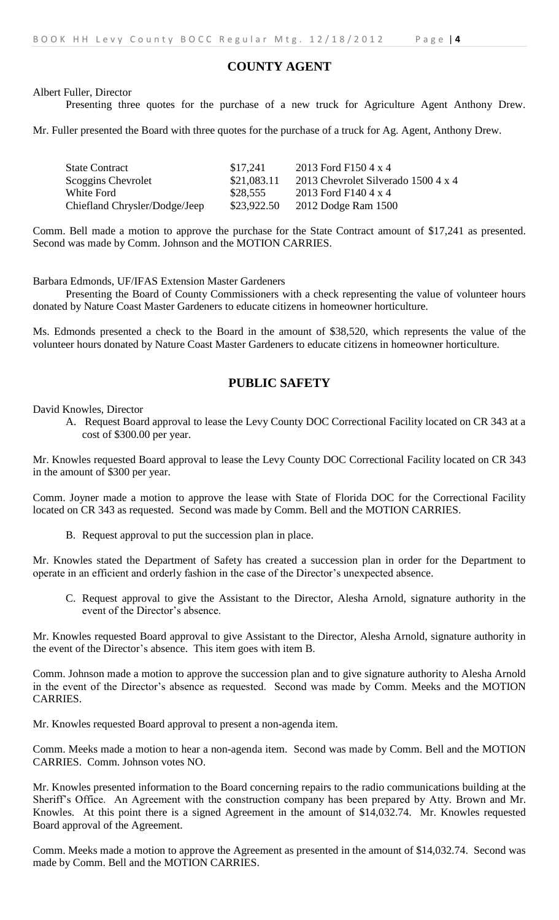## COUNTY AGENT

Albert Fuller, Director

Presenting three quotes for the purchase of a new truck for Agriculture Agent Anthony Drew.

Mr. Fuller presented the Board with three quotes for the purchase of a truck for Ag. Agent, Anthony Drew.

| | | |
|---|---|---|
| State Contract | \$17,241 | 2013 Ford F150 4 x 4 |
| Scoggins Chevrolet | \$21,083.11 | 2013 Chevrolet Silverado 1500 4 x 4 |
| White Ford | \$28,555 | 2013 Ford F140 4 x 4 |
| Chiefland Chrysler/Dodge/Jeep | \$23,922.50 | 2012 Dodge Ram 1500 |

Comm. Bell made a motion to approve the purchase for the State Contract amount of \$17,241 as presented. Second was made by Comm. Johnson and the MOTION CARRIES.

Barbara Edmonds, UF/IFAS Extension Master Gardeners

Presenting the Board of County Commissioners with a check representing the value of volunteer hours donated by Nature Coast Master Gardeners to educate citizens in homeowner horticulture.

Ms. Edmonds presented a check to the Board in the amount of \$38,520, which represents the value of the volunteer hours donated by Nature Coast Master Gardeners to educate citizens in homeowner horticulture.

## PUBLIC SAFETY

David Knowles, Director

A. Request Board approval to lease the Levy County DOC Correctional Facility located on CR 343 at a cost of \$300.00 per year.

Mr. Knowles requested Board approval to lease the Levy County DOC Correctional Facility located on CR 343 in the amount of \$300 per year.

Comm. Joyner made a motion to approve the lease with State of Florida DOC for the Correctional Facility located on CR 343 as requested. Second was made by Comm. Bell and the MOTION CARRIES.

B. Request approval to put the succession plan in place.

Mr. Knowles stated the Department of Safety has created a succession plan in order for the Department to operate in an efficient and orderly fashion in the case of the Director's unexpected absence.

C. Request approval to give the Assistant to the Director, Alesha Arnold, signature authority in the event of the Director's absence.

Mr. Knowles requested Board approval to give Assistant to the Director, Alesha Arnold, signature authority in the event of the Director's absence. This item goes with item B.

Comm. Johnson made a motion to approve the succession plan and to give signature authority to Alesha Arnold in the event of the Director's absence as requested. Second was made by Comm. Meeks and the MOTION CARRIES.

Mr. Knowles requested Board approval to present a non-agenda item.

Comm. Meeks made a motion to hear a non-agenda item. Second was made by Comm. Bell and the MOTION CARRIES. Comm. Johnson votes NO.

Mr. Knowles presented information to the Board concerning repairs to the radio communications building at the Sheriff's Office. An Agreement with the construction company has been prepared by Atty. Brown and Mr. Knowles. At this point there is a signed Agreement in the amount of \$14,032.74. Mr. Knowles requested Board approval of the Agreement.

Comm. Meeks made a motion to approve the Agreement as presented in the amount of \$14,032.74. Second was made by Comm. Bell and the MOTION CARRIES.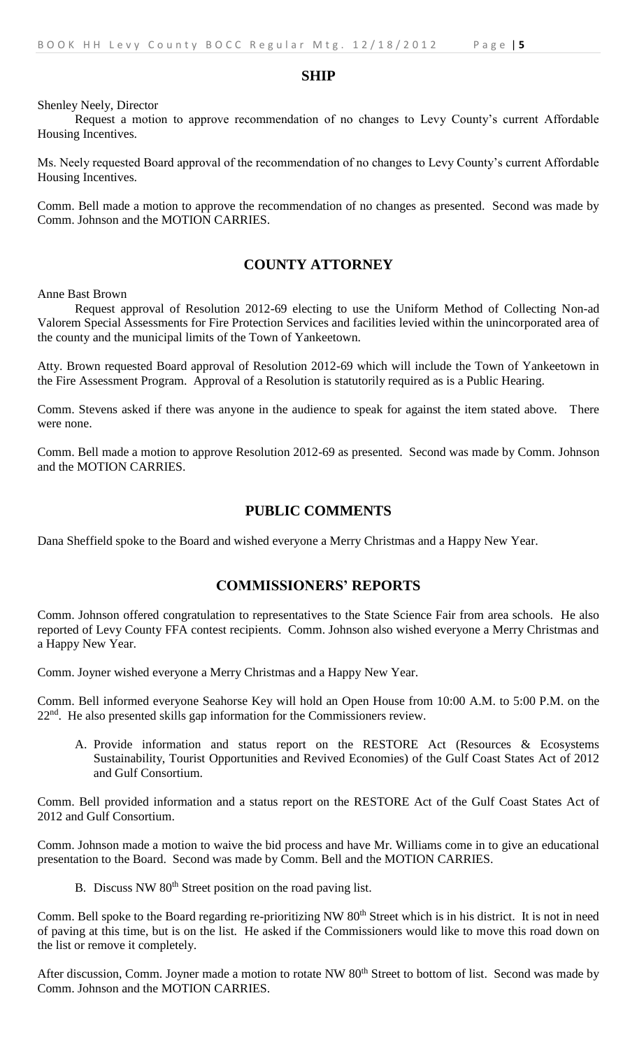## SHIP

Shenley Neely, Director

Request a motion to approve recommendation of no changes to Levy County's current Affordable Housing Incentives.

Ms. Neely requested Board approval of the recommendation of no changes to Levy County's current Affordable Housing Incentives.

Comm. Bell made a motion to approve the recommendation of no changes as presented. Second was made by Comm. Johnson and the MOTION CARRIES.

## COUNTY ATTORNEY

Anne Bast Brown

Request approval of Resolution 2012-69 electing to use the Uniform Method of Collecting Non-ad Valorem Special Assessments for Fire Protection Services and facilities levied within the unincorporated area of the county and the municipal limits of the Town of Yankeetown.

Atty. Brown requested Board approval of Resolution 2012-69 which will include the Town of Yankeetown in the Fire Assessment Program. Approval of a Resolution is statutorily required as is a Public Hearing.

Comm. Stevens asked if there was anyone in the audience to speak for against the item stated above. There were none.

Comm. Bell made a motion to approve Resolution 2012-69 as presented. Second was made by Comm. Johnson and the MOTION CARRIES.

## PUBLIC COMMENTS

Dana Sheffield spoke to the Board and wished everyone a Merry Christmas and a Happy New Year.

## COMMISSIONERS' REPORTS

Comm. Johnson offered congratulation to representatives to the State Science Fair from area schools. He also reported of Levy County FFA contest recipients. Comm. Johnson also wished everyone a Merry Christmas and a Happy New Year.

Comm. Joyner wished everyone a Merry Christmas and a Happy New Year.

Comm. Bell informed everyone Seahorse Key will hold an Open House from 10:00 A.M. to 5:00 P.M. on the 22nd. He also presented skills gap information for the Commissioners review.

A. Provide information and status report on the RESTORE Act (Resources & Ecosystems Sustainability, Tourist Opportunities and Revived Economies) of the Gulf Coast States Act of 2012 and Gulf Consortium.

Comm. Bell provided information and a status report on the RESTORE Act of the Gulf Coast States Act of 2012 and Gulf Consortium.

Comm. Johnson made a motion to waive the bid process and have Mr. Williams come in to give an educational presentation to the Board. Second was made by Comm. Bell and the MOTION CARRIES.

B. Discuss NW 80th Street position on the road paving list.

Comm. Bell spoke to the Board regarding re-prioritizing NW 80th Street which is in his district. It is not in need of paving at this time, but is on the list. He asked if the Commissioners would like to move this road down on the list or remove it completely.

After discussion, Comm. Joyner made a motion to rotate NW 80th Street to bottom of list. Second was made by Comm. Johnson and the MOTION CARRIES.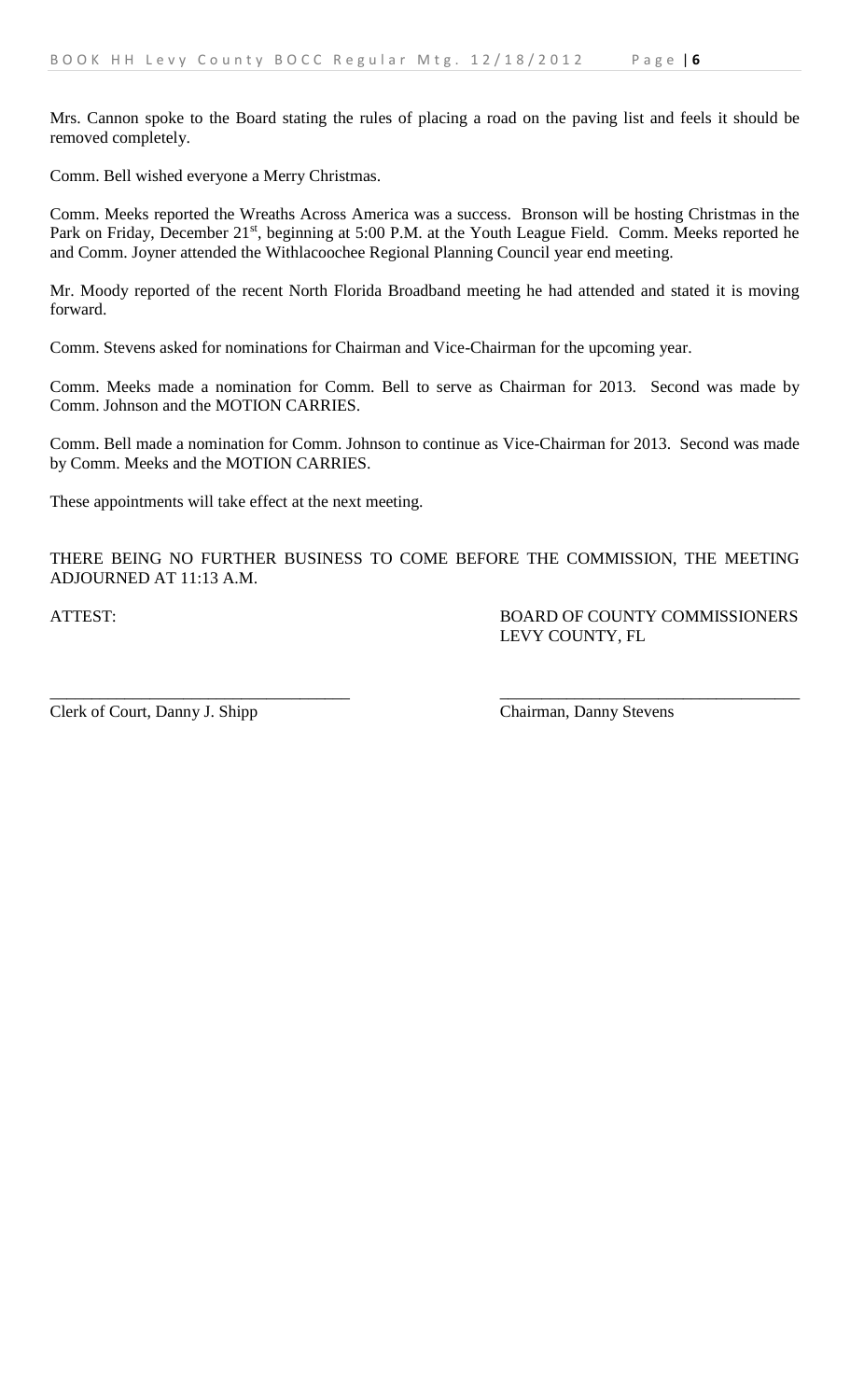Mrs. Cannon spoke to the Board stating the rules of placing a road on the paving list and feels it should be removed completely.

Comm. Bell wished everyone a Merry Christmas.

Comm. Meeks reported the Wreaths Across America was a success. Bronson will be hosting Christmas in the Park on Friday, December 21st, beginning at 5:00 P.M. at the Youth League Field. Comm. Meeks reported he and Comm. Joyner attended the Withlacoochee Regional Planning Council year end meeting.

Mr. Moody reported of the recent North Florida Broadband meeting he had attended and stated it is moving forward.

Comm. Stevens asked for nominations for Chairman and Vice-Chairman for the upcoming year.

Comm. Meeks made a nomination for Comm. Bell to serve as Chairman for 2013. Second was made by Comm. Johnson and the MOTION CARRIES.

Comm. Bell made a nomination for Comm. Johnson to continue as Vice-Chairman for 2013. Second was made by Comm. Meeks and the MOTION CARRIES.

These appointments will take effect at the next meeting.

THERE BEING NO FURTHER BUSINESS TO COME BEFORE THE COMMISSION, THE MEETING ADJOURNED AT 11:13 A.M.

ATTEST:

BOARD OF COUNTY COMMISSIONERS
LEVY COUNTY, FL

\_\_\_\_\_\_\_\_\_\_\_\_\_\_\_\_\_\_\_\_\_\_\_\_\_\_\_\_\_\_\_\_\_\_\_\_
Clerk of Court, Danny J. Shipp

\_\_\_\_\_\_\_\_\_\_\_\_\_\_\_\_\_\_\_\_\_\_\_\_\_\_\_\_\_\_\_\_\_\_\_\_
Chairman, Danny Stevens